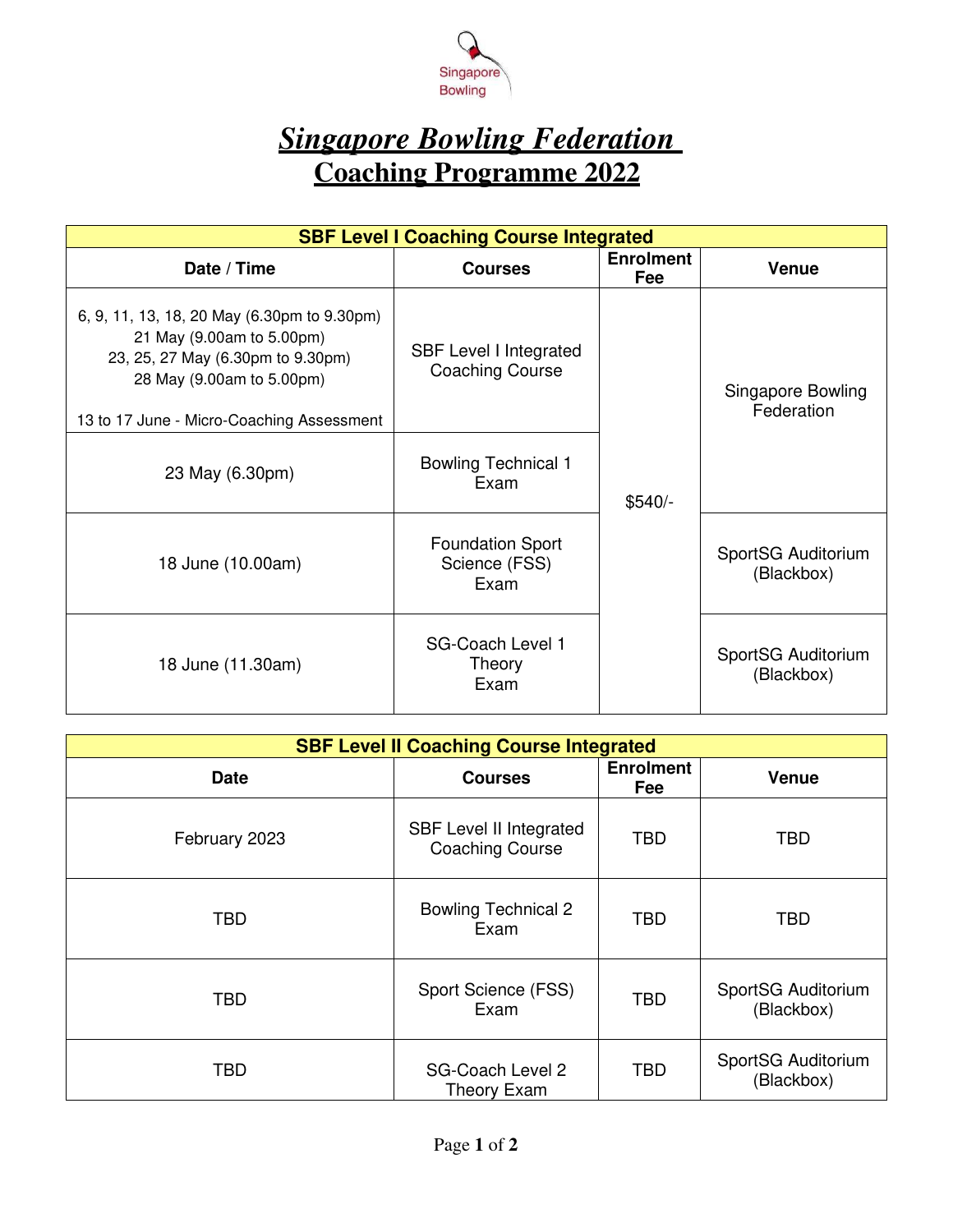# *Singapore Bowling Federation*

# Coaching Programme 2022

| SBF Level I Coaching Course Integrated | | | |
|---|---|---|---|
| **Date / Time** | **Courses** | **Enrolment Fee** | **Venue** |
| 6, 9, 11, 13, 18, 20 May (6.30pm to 9.30pm)<br>21 May (9.00am to 5.00pm)<br>23, 25, 27 May (6.30pm to 9.30pm)<br>28 May (9.00am to 5.00pm)<br><br>13 to 17 June - Micro-Coaching Assessment | SBF Level I Integrated Coaching Course | $540/- | Singapore Bowling Federation |
| 23 May (6.30pm) | Bowling Technical 1 Exam | | |
| 18 June (10.00am) | Foundation Sport Science (FSS) Exam | | SportSG Auditorium (Blackbox) |
| 18 June (11.30am) | SG-Coach Level 1 Theory Exam | | SportSG Auditorium (Blackbox) |

| SBF Level II Coaching Course Integrated | | | |
|---|---|---|---|
| **Date** | **Courses** | **Enrolment Fee** | **Venue** |
| February 2023 | SBF Level II Integrated Coaching Course | TBD | TBD |
| TBD | Bowling Technical 2 Exam | TBD | TBD |
| TBD | Sport Science (FSS) Exam | TBD | SportSG Auditorium (Blackbox) |
| TBD | SG-Coach Level 2 Theory Exam | TBD | SportSG Auditorium (Blackbox) |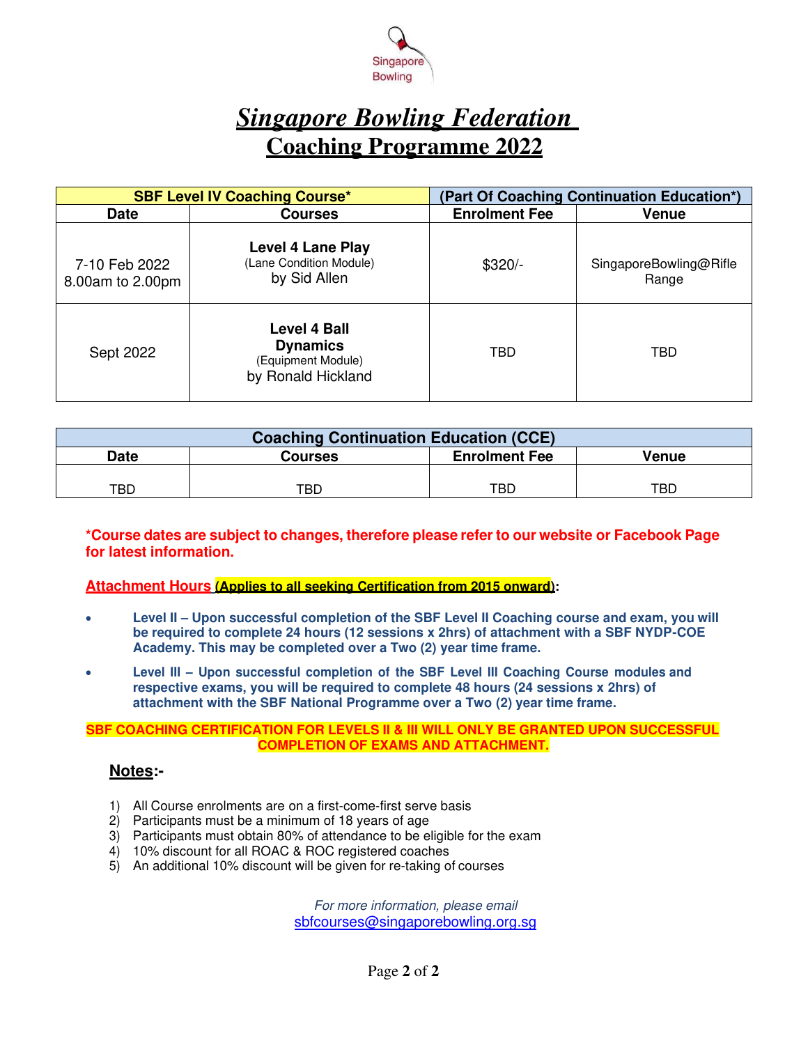Singapore Bowling

# *Singapore Bowling Federation*
# Coaching Programme 2022

| SBF Level IV Coaching Course* | | (Part Of Coaching Continuation Education*) | |
|---|---|---|---|
| **Date** | **Courses** | **Enrolment Fee** | **Venue** |
| 7-10 Feb 2022<br>8.00am to 2.00pm | **Level 4 Lane Play**<br>(Lane Condition Module)<br>by Sid Allen | $320/- | SingaporeBowling@Rifle Range |
| Sept 2022 | **Level 4 Ball Dynamics**<br>(Equipment Module)<br>by Ronald Hickland | TBD | TBD |

| Coaching Continuation Education (CCE) | | | |
|---|---|---|---|
| **Date** | **Courses** | **Enrolment Fee** | **Venue** |
| TBD | TBD | TBD | TBD |

**\*Course dates are subject to changes, therefore please refer to our website or Facebook Page for latest information.**

**Attachment Hours (Applies to all seeking Certification from 2015 onward):**

- **Level II – Upon successful completion of the SBF Level II Coaching course and exam, you will be required to complete 24 hours (12 sessions x 2hrs) of attachment with a SBF NYDP-COE Academy. This may be completed over a Two (2) year time frame.**
- **Level III – Upon successful completion of the SBF Level III Coaching Course modules and respective exams, you will be required to complete 48 hours (24 sessions x 2hrs) of attachment with the SBF National Programme over a Two (2) year time frame.**

**SBF COACHING CERTIFICATION FOR LEVELS II & III WILL ONLY BE GRANTED UPON SUCCESSFUL COMPLETION OF EXAMS AND ATTACHMENT.**

## Notes:-

1) All Course enrolments are on a first-come-first serve basis
2) Participants must be a minimum of 18 years of age
3) Participants must obtain 80% of attendance to be eligible for the exam
4) 10% discount for all ROAC & ROC registered coaches
5) An additional 10% discount will be given for re-taking of courses

*For more information, please email*
sbfcourses@singaporebowling.org.sg